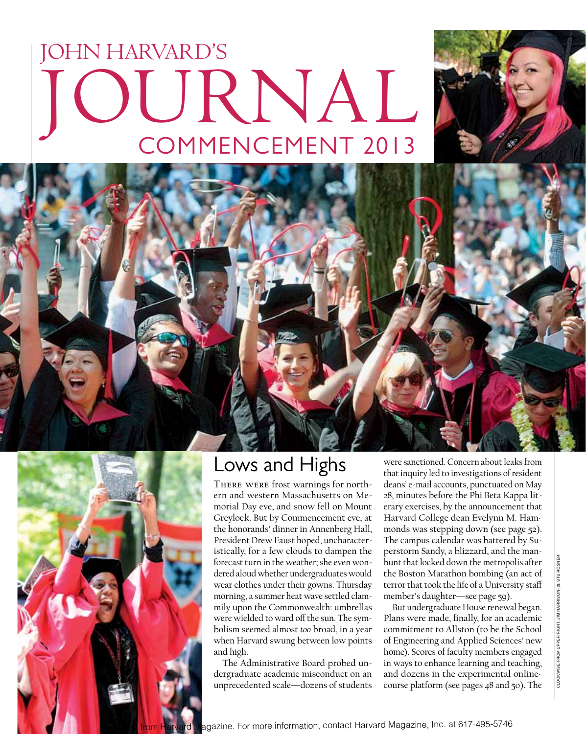# JOHN HARVARD'S JOURNAL

## COMMENCEMENT 2013

CLOCKWISE FROM UPPER RIGHT: JIM HARRISON (2); STU ROSNER

## Lows and Highs

There were frost warnings for northern and western Massachusetts on Memorial Day eve, and snow fell on Mount Greylock. But by Commencement eve, at the honorands' dinner in Annenberg Hall, President Drew Faust hoped, uncharacteristically, for a few clouds to dampen the forecast turn in the weather; she even wondered aloud whether undergraduates would wear clothes under their gowns. Thursday morning, a summer heat wave settled clammily upon the Commonwealth: umbrellas were wielded to ward off the sun. The symbolism seemed almost *too* broad, in a year when Harvard swung between low points and high.

The Administrative Board probed undergraduate academic misconduct on an unprecedented scale—dozens of students were sanctioned. Concern about leaks from that inquiry led to investigations of resident deans' e-mail accounts, punctuated on May 28, minutes before the Phi Beta Kappa literary exercises, by the announcement that Harvard College dean Evelynn M. Hammonds was stepping down (see page 52). The campus calendar was battered by Superstorm Sandy, a blizzard, and the manhunt that locked down the metropolis after the Boston Marathon bombing (an act of terror that took the life of a University staff member's daughter—see page 59).

But undergraduate House renewal began. Plans were made, finally, for an academic commitment to Allston (to be the School of Engineering and Applied Sciences' new home). Scores of faculty members engaged in ways to enhance learning and teaching, and dozens in the experimental online-course platform (see pages 48 and 50). The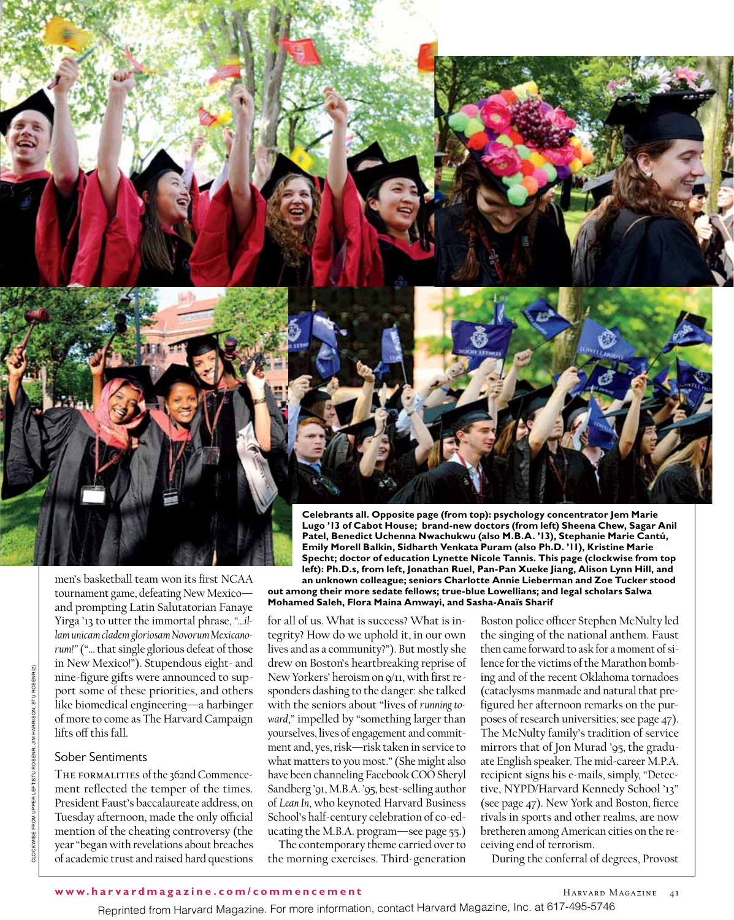**Celebrants all. Opposite page (from top): psychology concentrator Jem Marie Lugo '13 of Cabot House; brand-new doctors (from left) Sheena Chew, Sagar Anil Patel, Benedict Uchenna Nwachukwu (also M.B.A. '13), Stephanie Marie Cantú, Emily Morell Balkin, Sidharth Venkata Puram (also Ph.D. '11), Kristine Marie Specht; doctor of education Lynette Nicole Tannis. This page (clockwise from top left): Ph.D.s, from left, Jonathan Ruel, Pan-Pan Xueke Jiang, Alison Lynn Hill, and an unknown colleague; seniors Charlotte Annie Lieberman and Zoe Tucker stood out among their more sedate fellows; true-blue Lowellians; and legal scholars Salwa Mohamed Saleh, Flora Maina Amwayi, and Sasha-Anaïs Sharif**

CLOCKWISE FROM UPPER LEFT: STU ROSNER; JIM HARRISON; STU ROSNER (2)

men's basketball team won its first NCAA tournament game, defeating New Mexico—and prompting Latin Salutatorian Fanaye Yirga '13 to utter the immortal phrase, *"...illam unicam cladem gloriosam Novorum Mexicanorum!"* ("... that single glorious defeat of those in New Mexico!"). Stupendous eight- and nine-figure gifts were announced to support some of these priorities, and others like biomedical engineering—a harbinger of more to come as The Harvard Campaign lifts off this fall.

## Sober Sentiments

The formalities of the 362nd Commencement reflected the temper of the times. President Faust's baccalaureate address, on Tuesday afternoon, made the only official mention of the cheating controversy (the year "began with revelations about breaches of academic trust and raised hard questions for all of us. What is success? What is integrity? How do we uphold it, in our own lives and as a community?"). But mostly she drew on Boston's heartbreaking reprise of New Yorkers' heroism on 9/11, with first responders dashing to the danger: she talked with the seniors about "lives of *running toward*," impelled by "something larger than yourselves, lives of engagement and commitment and, yes, risk—risk taken in service to what matters to you most." (She might also have been channeling Facebook COO Sheryl Sandberg '91, M.B.A. '95, best-selling author of *Lean In*, who keynoted Harvard Business School's half-century celebration of co-educating the M.B.A. program—see page 55.)

The contemporary theme carried over to the morning exercises. Third-generation Boston police officer Stephen McNulty led the singing of the national anthem. Faust then came forward to ask for a moment of silence for the victims of the Marathon bombing and of the recent Oklahoma tornadoes (cataclysms manmade and natural that prefigured her afternoon remarks on the purposes of research universities; see page 47). The McNulty family's tradition of service mirrors that of Jon Murad '95, the graduate English speaker. The mid-career M.P.A. recipient signs his e-mails, simply, "Detective, NYPD/Harvard Kennedy School '13" (see page 47). New York and Boston, fierce rivals in sports and other realms, are now bretheren among American cities on the receiving end of terrorism.

During the conferral of degrees, Provost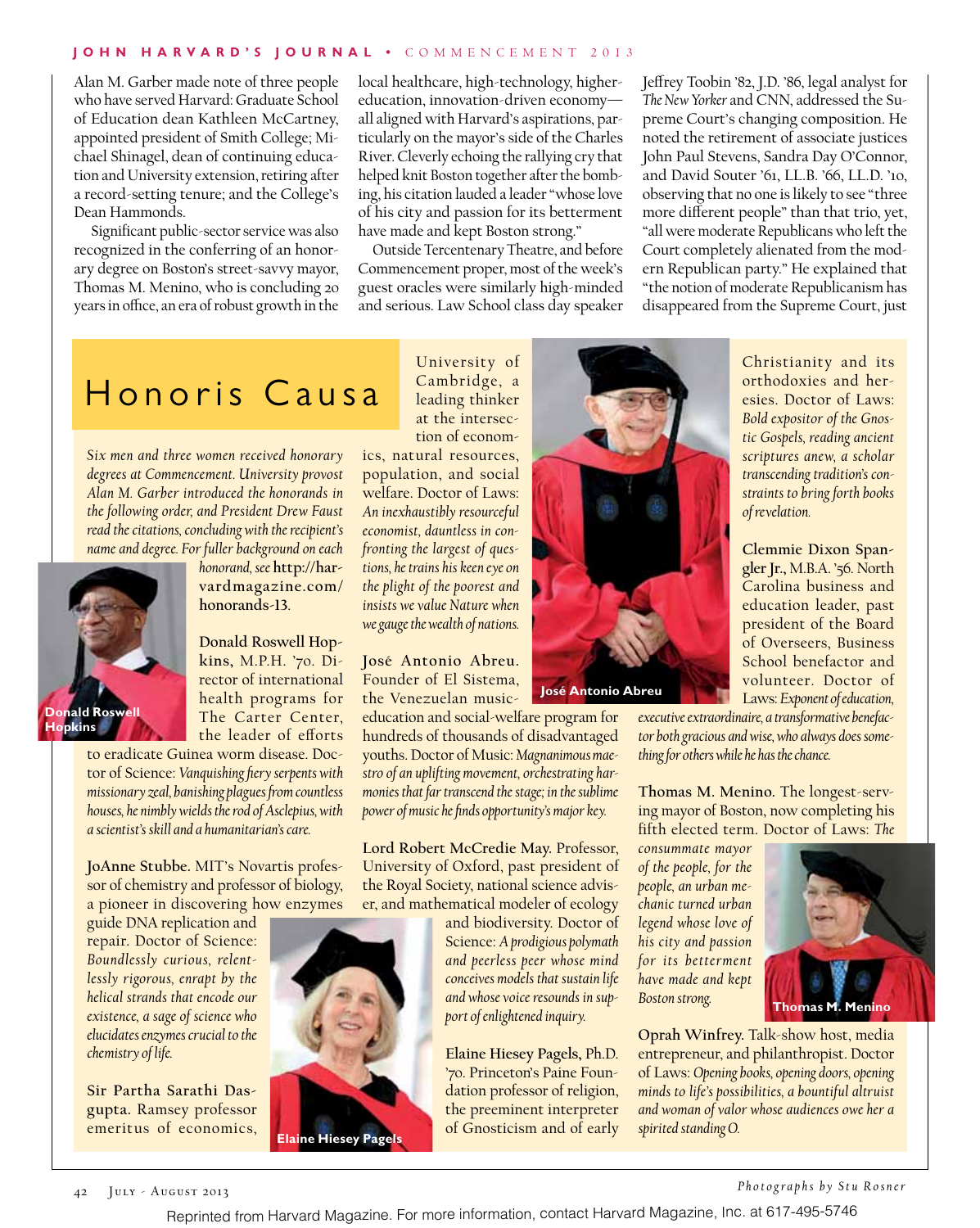Alan M. Garber made note of three people who have served Harvard: Graduate School of Education dean Kathleen McCartney, appointed president of Smith College; Michael Shinagel, dean of continuing education and University extension, retiring after a record-setting tenure; and the College's Dean Hammonds.

Significant public-sector service was also recognized in the conferring of an honorary degree on Boston's street-savvy mayor, Thomas M. Menino, who is concluding 20 years in office, an era of robust growth in the local healthcare, high-technology, higher-education, innovation-driven economy—all aligned with Harvard's aspirations, particularly on the mayor's side of the Charles River. Cleverly echoing the rallying cry that helped knit Boston together after the bombing, his citation lauded a leader "whose love of his city and passion for its betterment have made and kept Boston strong."

Outside Tercentenary Theatre, and before Commencement proper, most of the week's guest oracles were similarly high-minded and serious. Law School class day speaker Jeffrey Toobin '82, J.D. '86, legal analyst for *The New Yorker* and CNN, addressed the Supreme Court's changing composition. He noted the retirement of associate justices John Paul Stevens, Sandra Day O'Connor, and David Souter '61, LL.B. '66, LL.D. '10, observing that no one is likely to see "three more different people" than that trio, yet, "all were moderate Republicans who left the Court completely alienated from the modern Republican party." He explained that "the notion of moderate Republicanism has disappeared from the Supreme Court, just

# Honoris Causa

*Six men and three women received honorary degrees at Commencement. University provost Alan M. Garber introduced the honorands in the following order, and President Drew Faust read the citations, concluding with the recipient's name and degree. For fuller background on each honorand, see* **http://harvardmagazine.com/honorands-13**.

Donald Roswell Hopkins

**Donald Roswell Hopkins,** M.P.H. '70. Director of international health programs for The Carter Center, the leader of efforts to eradicate Guinea worm disease. Doctor of Science: *Vanquishing fiery serpents with missionary zeal, banishing plagues from countless houses, he nimbly wields the rod of Asclepius, with a scientist's skill and a humanitarian's care.*

**JoAnne Stubbe.** MIT's Novartis professor of chemistry and professor of biology, a pioneer in discovering how enzymes guide DNA replication and repair. Doctor of Science: *Boundlessly curious, relentlessly rigorous, enrapt by the helical strands that encode our existence, a sage of science who elucidates enzymes crucial to the chemistry of life.*

**Sir Partha Sarathi Dasgupta.** Ramsey professor emeritus of economics, University of Cambridge, a leading thinker at the intersection of economics, natural resources, population, and social welfare. Doctor of Laws: *An inexhaustibly resourceful economist, dauntless in confronting the largest of questions, he trains his keen eye on the plight of the poorest and insists we value Nature when we gauge the wealth of nations.*

**José Antonio Abreu.** Founder of El Sistema, the Venezuelan music-education and social-welfare program for hundreds of thousands of disadvantaged youths. Doctor of Music: *Magnanimous maestro of an uplifting movement, orchestrating harmonies that far transcend the stage; in the sublime power of music he finds opportunity's major key.*

José Antonio Abreu

**Lord Robert McCredie May.** Professor, University of Oxford, past president of the Royal Society, national science adviser, and mathematical modeler of ecology and biodiversity. Doctor of Science: *A prodigious polymath and peerless peer whose mind conceives models that sustain life and whose voice resounds in support of enlightened inquiry.*

Elaine Hiesey Pagels

**Elaine Hiesey Pagels,** Ph.D. '70. Princeton's Paine Foundation professor of religion, the preeminent interpreter of Gnosticism and of early Christianity and its orthodoxies and heresies. Doctor of Laws: *Bold expositor of the Gnostic Gospels, reading ancient scriptures anew, a scholar transcending tradition's constraints to bring forth books of revelation.*

**Clemmie Dixon Spangler Jr.,** M.B.A. '56. North Carolina business and education leader, past president of the Board of Overseers, Business School benefactor and volunteer. Doctor of Laws: *Exponent of education, executive extraordinaire, a transformative benefactor both gracious and wise, who always does something for others while he has the chance.*

**Thomas M. Menino.** The longest-serving mayor of Boston, now completing his fifth elected term. Doctor of Laws: *The consummate mayor of the people, for the people, an urban mechanic turned urban legend whose love of his city and passion for its betterment have made and kept Boston strong.*

Thomas M. Menino

**Oprah Winfrey.** Talk-show host, media entrepreneur, and philanthropist. Doctor of Laws: *Opening books, opening doors, opening minds to life's possibilities, a bountiful altruist and woman of valor whose audiences owe her a spirited standing O.*

*Photographs by Stu Rosner*

Reprinted from Harvard Magazine. For more information, contact Harvard Magazine, Inc. at 617-495-5746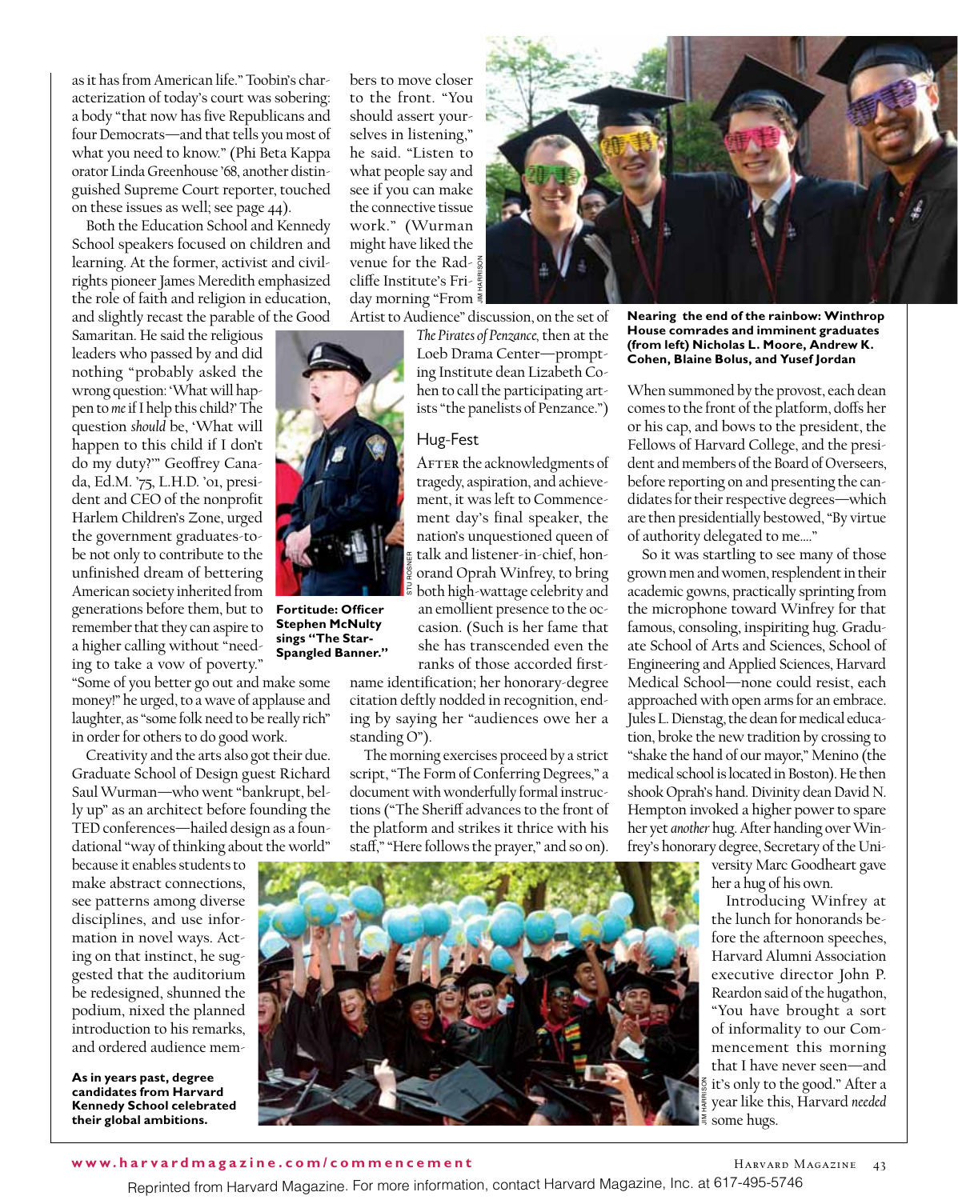as it has from American life." Toobin's characterization of today's court was sobering: a body "that now has five Republicans and four Democrats—and that tells you most of what you need to know." (Phi Beta Kappa orator Linda Greenhouse '68, another distinguished Supreme Court reporter, touched on these issues as well; see page 44).

Both the Education School and Kennedy School speakers focused on children and learning. At the former, activist and civil-rights pioneer James Meredith emphasized the role of faith and religion in education, and slightly recast the parable of the Good Samaritan. He said the religious leaders who passed by and did nothing "probably asked the wrong question: 'What will happen to *me* if I help this child?' The question *should* be, 'What will happen to this child if I don't do my duty?'" Geoffrey Canada, Ed.M. '75, L.H.D. '01, president and CEO of the nonprofit Harlem Children's Zone, urged the government graduates-to-be not only to contribute to the unfinished dream of bettering American society inherited from generations before them, but to remember that they can aspire to a higher calling without "needing to take a vow of poverty." "Some of you better go out and make some money!" he urged, to a wave of applause and laughter, as "some folk need to be really rich" in order for others to do good work.

Creativity and the arts also got their due. Graduate School of Design guest Richard Saul Wurman—who went "bankrupt, belly up" as an architect before founding the TED conferences—hailed design as a foundational "way of thinking about the world" because it enables students to make abstract connections, see patterns among diverse disciplines, and use information in novel ways. Acting on that instinct, he suggested that the auditorium be redesigned, shunned the podium, nixed the planned introduction to his remarks, and ordered audience members to move closer to the front. "You should assert yourselves in listening," he said. "Listen to what people say and see if you can make the connective tissue work." (Wurman might have liked the venue for the Radcliffe Institute's Friday morning "From Artist to Audience" discussion, on the set of *The Pirates of Penzance,* then at the Loeb Drama Center—prompting Institute dean Lizabeth Cohen to call the participating artists "the panelists of Penzance.")

**Fortitude: Officer Stephen McNulty sings "The Star-Spangled Banner."**

**Nearing the end of the rainbow: Winthrop House comrades and imminent graduates (from left) Nicholas L. Moore, Andrew K. Cohen, Blaine Bolus, and Yusef Jordan**

## Hug-Fest

After the acknowledgments of tragedy, aspiration, and achievement, it was left to Commencement day's final speaker, the nation's unquestioned queen of talk and listener-in-chief, honorand Oprah Winfrey, to bring both high-wattage celebrity and an emollient presence to the occasion. (Such is her fame that she has transcended even the ranks of those accorded first-name identification; her honorary-degree citation deftly nodded in recognition, ending by saying her "audiences owe her a standing O").

The morning exercises proceed by a strict script, "The Form of Conferring Degrees," a document with wonderfully formal instructions ("The Sheriff advances to the front of the platform and strikes it thrice with his staff," "Here follows the prayer," and so on). When summoned by the provost, each dean comes to the front of the platform, doffs her or his cap, and bows to the president, the Fellows of Harvard College, and the president and members of the Board of Overseers, before reporting on and presenting the candidates for their respective degrees—which are then presidentially bestowed, "By virtue of authority delegated to me…."

So it was startling to see many of those grown men and women, resplendent in their academic gowns, practically sprinting from the microphone toward Winfrey for that famous, consoling, inspiring hug. Graduate School of Arts and Sciences, School of Engineering and Applied Sciences, Harvard Medical School—none could resist, each approached with open arms for an embrace. Jules L. Dienstag, the dean for medical education, broke the new tradition by crossing to "shake the hand of our mayor," Menino (the medical school is located in Boston). He then shook Oprah's hand. Divinity dean David N. Hempton invoked a higher power to spare her yet *another* hug. After handing over Winfrey's honorary degree, Secretary of the University Marc Goodheart gave her a hug of his own.

Introducing Winfrey at the lunch for honorands before the afternoon speeches, Harvard Alumni Association executive director John P. Reardon said of the hugathon, "You have brought a sort of informality to our Commencement this morning that I have never seen—and it's only to the good." After a year like this, Harvard *needed* some hugs.

**As in years past, degree candidates from Harvard Kennedy School celebrated their global ambitions.**

Reprinted from Harvard Magazine. For more information, contact Harvard Magazine, Inc. at 617-495-5746